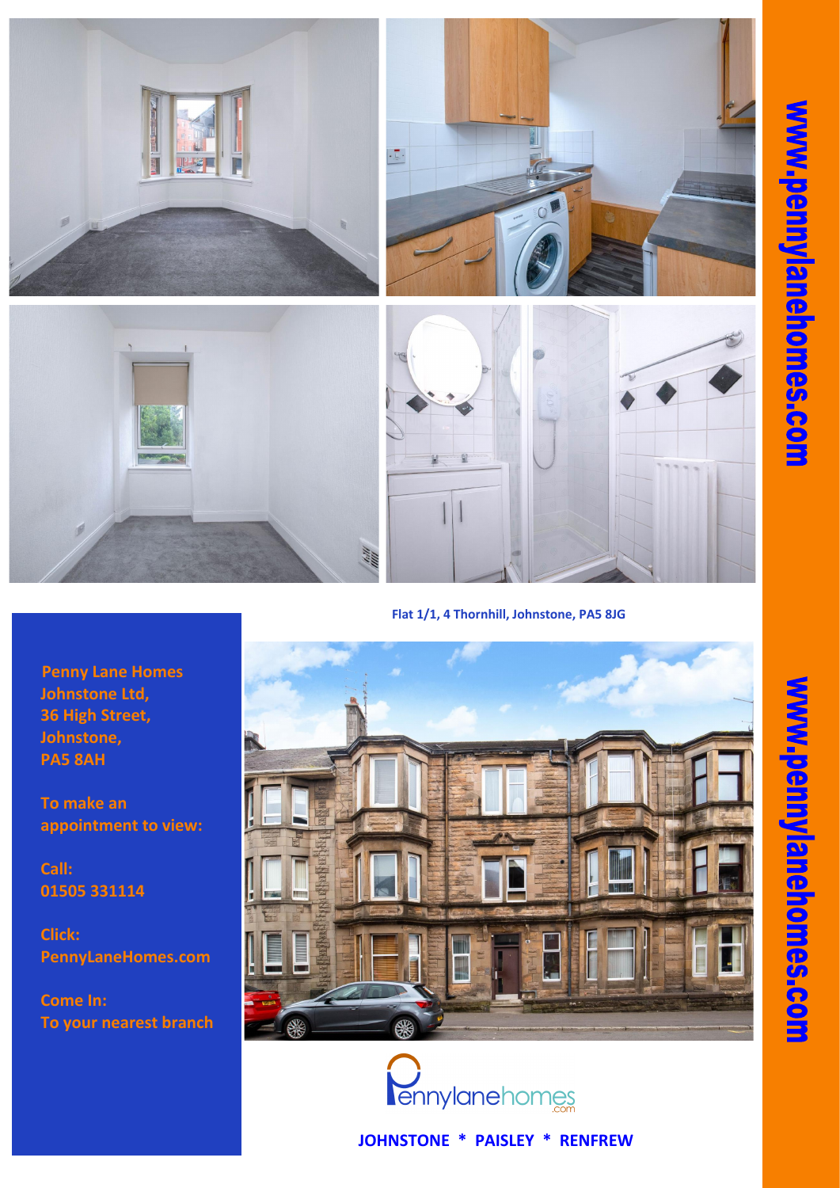Flat 1/1, 4 Thornhill, Johnstone, PA5 8JG

**Penny Lane Homes Johnstone Ltd,**
**36 High Street,**
**Johnstone,**
**PA5 8AH**

**To make an appointment to view:**

**Call:**
**01505 331114**

**Click:**
**PennyLaneHomes.com**

**Come In:**
**To your nearest branch**

pennylanehomes.com

**JOHNSTONE * PAISLEY * RENFREW**

www.pennylanehomes.com

www.pennylanehomes.com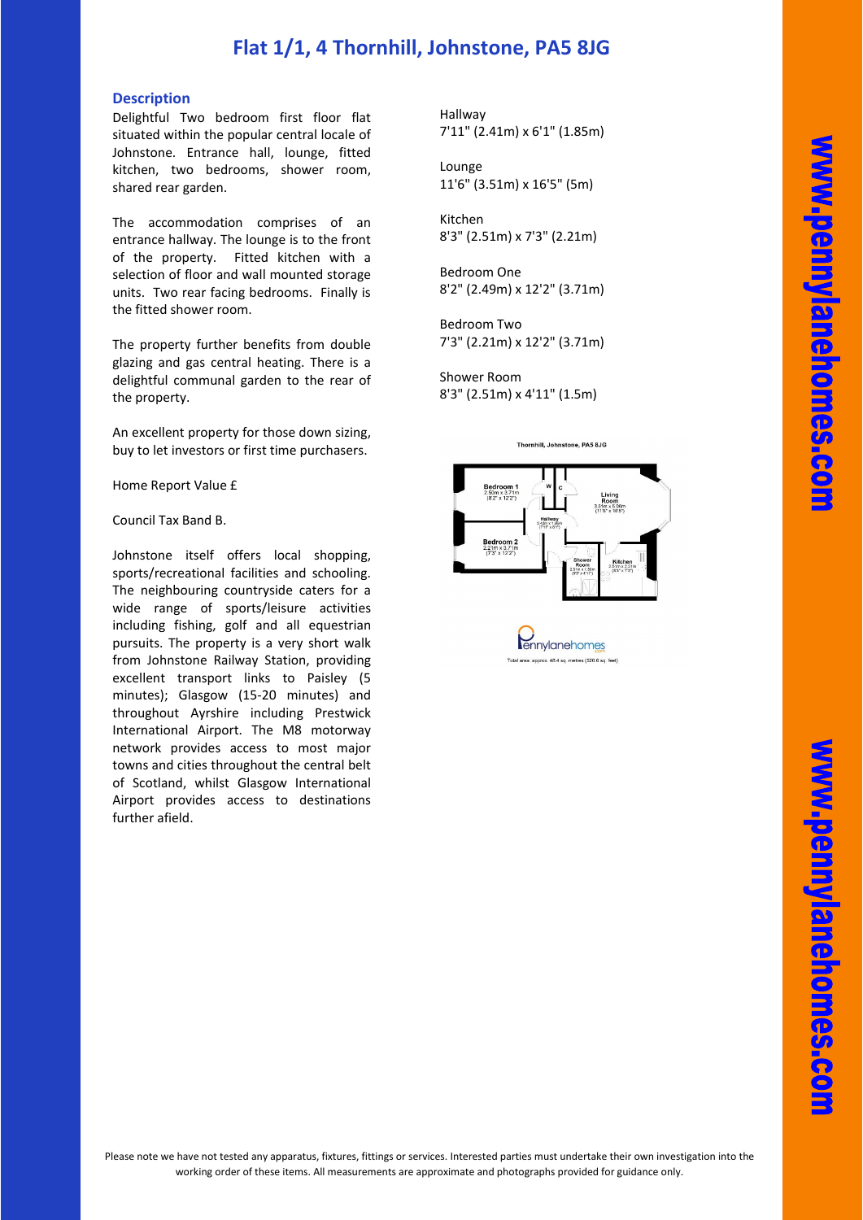# Flat 1/1, 4 Thornhill, Johnstone, PA5 8JG

## Description

Delightful Two bedroom first floor flat situated within the popular central locale of Johnstone. Entrance hall, lounge, fitted kitchen, two bedrooms, shower room, shared rear garden.

The accommodation comprises of an entrance hallway. The lounge is to the front of the property. Fitted kitchen with a selection of floor and wall mounted storage units. Two rear facing bedrooms. Finally is the fitted shower room.

The property further benefits from double glazing and gas central heating. There is a delightful communal garden to the rear of the property.

An excellent property for those down sizing, buy to let investors or first time purchasers.

Home Report Value £

Council Tax Band B.

Johnstone itself offers local shopping, sports/recreational facilities and schooling. The neighbouring countryside caters for a wide range of sports/leisure activities including fishing, golf and all equestrian pursuits. The property is a very short walk from Johnstone Railway Station, providing excellent transport links to Paisley (5 minutes); Glasgow (15-20 minutes) and throughout Ayrshire including Prestwick International Airport. The M8 motorway network provides access to most major towns and cities throughout the central belt of Scotland, whilst Glasgow International Airport provides access to destinations further afield.

Hallway
7'11" (2.41m) x 6'1" (1.85m)

Lounge
11'6" (3.51m) x 16'5" (5m)

Kitchen
8'3" (2.51m) x 7'3" (2.21m)

Bedroom One
8'2" (2.49m) x 12'2" (3.71m)

Bedroom Two
7'3" (2.21m) x 12'2" (3.71m)

Shower Room
8'3" (2.51m) x 4'11" (1.5m)

Thornhill, Johnstone, PA5 8JG

Bedroom 1
2.50m x 3.71m
(8'2" x 12'2")

W C

Living Room
3.51m x 5.00m
(11'6" x 16'5")

Hallway
2.42m x 1.86m
(7'11" x 6'1")

Bedroom 2
2.21m x 3.71m
(7'3" x 12'2")

Shower Room
2.51m x 1.50m
(8'3" x 4'11")

Kitchen
2.51m x 2.21m
(8'3" x 7'3")

pennylanehomes.com

Total area: approx. 48.4 sq. metres (520.6 sq. feet)

www.pennylanehomes.com

www.pennylanehomes.com

Please note we have not tested any apparatus, fixtures, fittings or services. Interested parties must undertake their own investigation into the working order of these items. All measurements are approximate and photographs provided for guidance only.